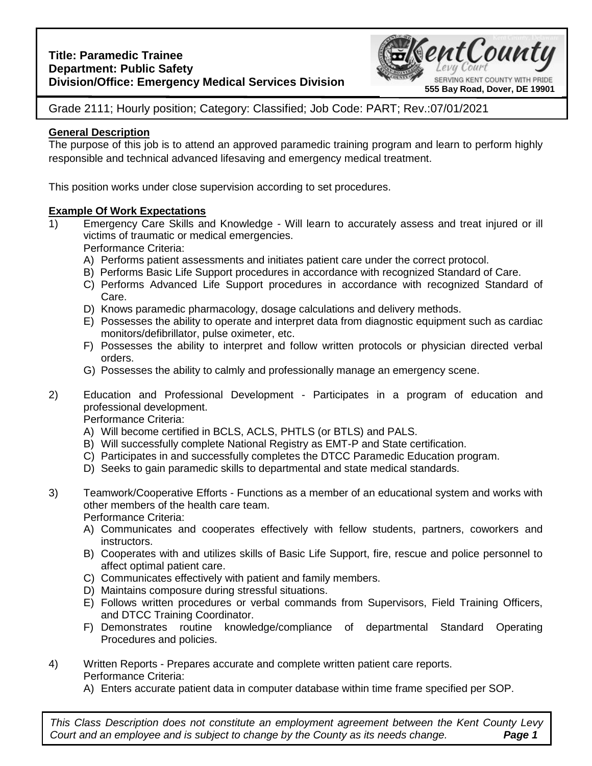**Title: Paramedic Trainee**
**Department: Public Safety**
**Division/Office: Emergency Medical Services Division**

Kent County Levy Court
SERVING KENT COUNTY WITH PRIDE
**555 Bay Road, Dover, DE 19901**

Grade 2111; Hourly position; Category: Classified; Job Code: PART; Rev.:07/01/2021

## General Description

The purpose of this job is to attend an approved paramedic training program and learn to perform highly responsible and technical advanced lifesaving and emergency medical treatment.

This position works under close supervision according to set procedures.

## Example Of Work Expectations

1) Emergency Care Skills and Knowledge - Will learn to accurately assess and treat injured or ill victims of traumatic or medical emergencies.
   Performance Criteria:
   A) Performs patient assessments and initiates patient care under the correct protocol.
   B) Performs Basic Life Support procedures in accordance with recognized Standard of Care.
   C) Performs Advanced Life Support procedures in accordance with recognized Standard of Care.
   D) Knows paramedic pharmacology, dosage calculations and delivery methods.
   E) Possesses the ability to operate and interpret data from diagnostic equipment such as cardiac monitors/defibrillator, pulse oximeter, etc.
   F) Possesses the ability to interpret and follow written protocols or physician directed verbal orders.
   G) Possesses the ability to calmly and professionally manage an emergency scene.

2) Education and Professional Development - Participates in a program of education and professional development.
   Performance Criteria:
   A) Will become certified in BCLS, ACLS, PHTLS (or BTLS) and PALS.
   B) Will successfully complete National Registry as EMT-P and State certification.
   C) Participates in and successfully completes the DTCC Paramedic Education program.
   D) Seeks to gain paramedic skills to departmental and state medical standards.

3) Teamwork/Cooperative Efforts - Functions as a member of an educational system and works with other members of the health care team.
   Performance Criteria:
   A) Communicates and cooperates effectively with fellow students, partners, coworkers and instructors.
   B) Cooperates with and utilizes skills of Basic Life Support, fire, rescue and police personnel to affect optimal patient care.
   C) Communicates effectively with patient and family members.
   D) Maintains composure during stressful situations.
   E) Follows written procedures or verbal commands from Supervisors, Field Training Officers, and DTCC Training Coordinator.
   F) Demonstrates routine knowledge/compliance of departmental Standard Operating Procedures and policies.

4) Written Reports - Prepares accurate and complete written patient care reports.
   Performance Criteria:
   A) Enters accurate patient data in computer database within time frame specified per SOP.

*This Class Description does not constitute an employment agreement between the Kent County Levy Court and an employee and is subject to change by the County as its needs change.*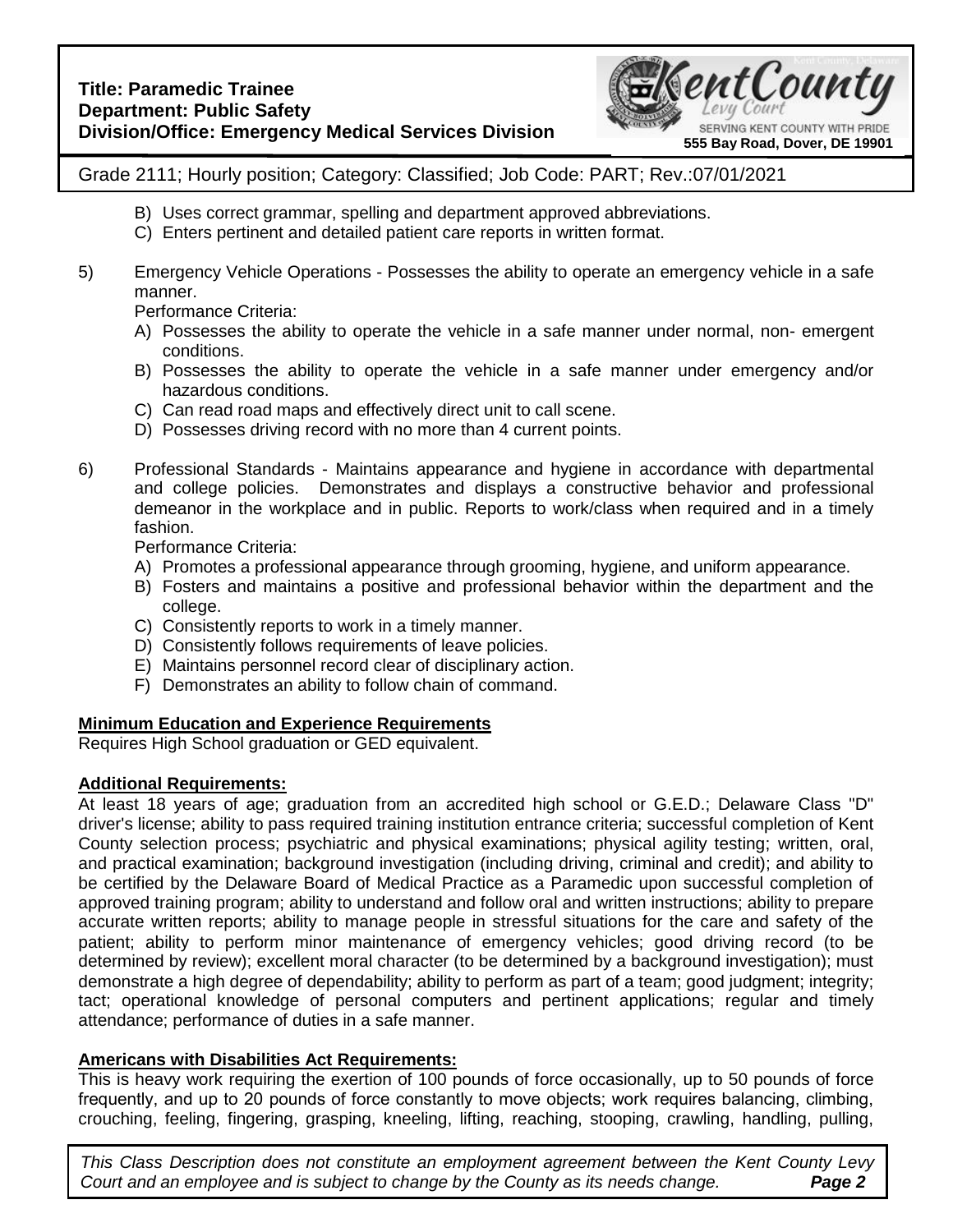B) Uses correct grammar, spelling and department approved abbreviations.

C) Enters pertinent and detailed patient care reports in written format.

5) Emergency Vehicle Operations - Possesses the ability to operate an emergency vehicle in a safe manner.

Performance Criteria:

A) Possesses the ability to operate the vehicle in a safe manner under normal, non- emergent conditions.

B) Possesses the ability to operate the vehicle in a safe manner under emergency and/or hazardous conditions.

C) Can read road maps and effectively direct unit to call scene.

D) Possesses driving record with no more than 4 current points.

6) Professional Standards - Maintains appearance and hygiene in accordance with departmental and college policies. Demonstrates and displays a constructive behavior and professional demeanor in the workplace and in public. Reports to work/class when required and in a timely fashion.

Performance Criteria:

A) Promotes a professional appearance through grooming, hygiene, and uniform appearance.

B) Fosters and maintains a positive and professional behavior within the department and the college.

C) Consistently reports to work in a timely manner.

D) Consistently follows requirements of leave policies.

E) Maintains personnel record clear of disciplinary action.

F) Demonstrates an ability to follow chain of command.

**Minimum Education and Experience Requirements**

Requires High School graduation or GED equivalent.

**Additional Requirements:**

At least 18 years of age; graduation from an accredited high school or G.E.D.; Delaware Class "D" driver's license; ability to pass required training institution entrance criteria; successful completion of Kent County selection process; psychiatric and physical examinations; physical agility testing; written, oral, and practical examination; background investigation (including driving, criminal and credit); and ability to be certified by the Delaware Board of Medical Practice as a Paramedic upon successful completion of approved training program; ability to understand and follow oral and written instructions; ability to prepare accurate written reports; ability to manage people in stressful situations for the care and safety of the patient; ability to perform minor maintenance of emergency vehicles; good driving record (to be determined by review); excellent moral character (to be determined by a background investigation); must demonstrate a high degree of dependability; ability to perform as part of a team; good judgment; integrity; tact; operational knowledge of personal computers and pertinent applications; regular and timely attendance; performance of duties in a safe manner.

**Americans with Disabilities Act Requirements:**

This is heavy work requiring the exertion of 100 pounds of force occasionally, up to 50 pounds of force frequently, and up to 20 pounds of force constantly to move objects; work requires balancing, climbing, crouching, feeling, fingering, grasping, kneeling, lifting, reaching, stooping, crawling, handling, pulling,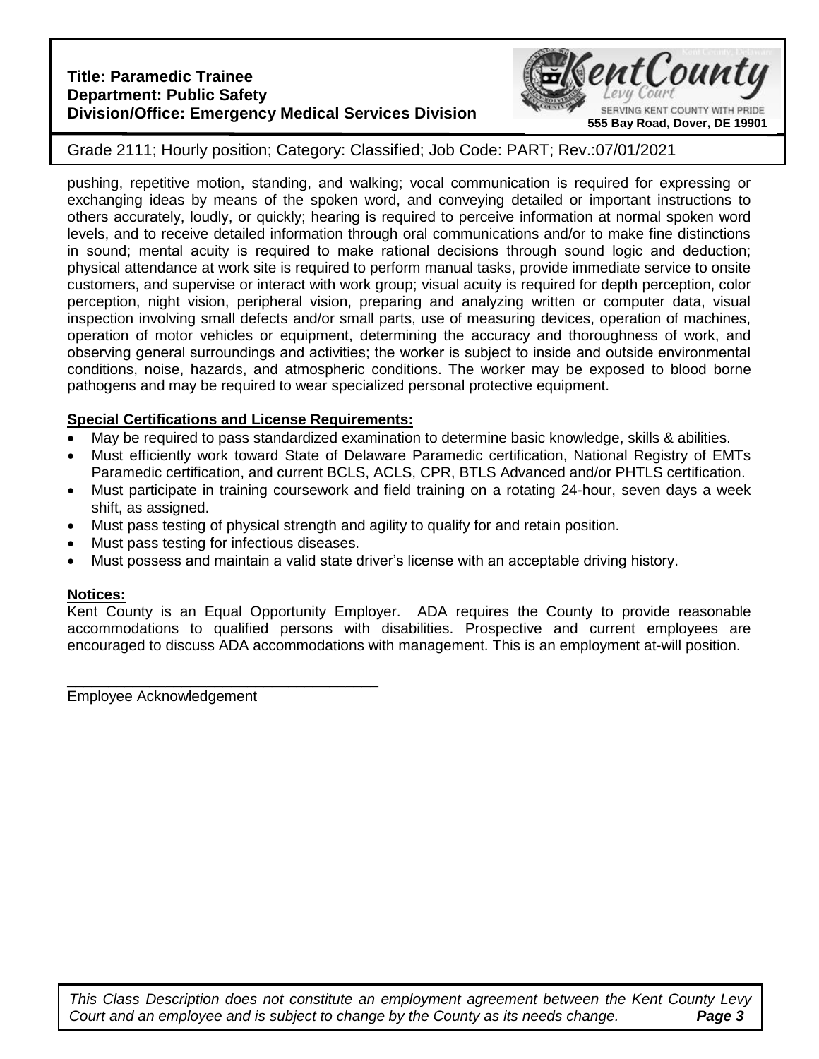pushing, repetitive motion, standing, and walking; vocal communication is required for expressing or exchanging ideas by means of the spoken word, and conveying detailed or important instructions to others accurately, loudly, or quickly; hearing is required to perceive information at normal spoken word levels, and to receive detailed information through oral communications and/or to make fine distinctions in sound; mental acuity is required to make rational decisions through sound logic and deduction; physical attendance at work site is required to perform manual tasks, provide immediate service to onsite customers, and supervise or interact with work group; visual acuity is required for depth perception, color perception, night vision, peripheral vision, preparing and analyzing written or computer data, visual inspection involving small defects and/or small parts, use of measuring devices, operation of machines, operation of motor vehicles or equipment, determining the accuracy and thoroughness of work, and observing general surroundings and activities; the worker is subject to inside and outside environmental conditions, noise, hazards, and atmospheric conditions. The worker may be exposed to blood borne pathogens and may be required to wear specialized personal protective equipment.

**Special Certifications and License Requirements:**

- May be required to pass standardized examination to determine basic knowledge, skills & abilities.
- Must efficiently work toward State of Delaware Paramedic certification, National Registry of EMTs Paramedic certification, and current BCLS, ACLS, CPR, BTLS Advanced and/or PHTLS certification.
- Must participate in training coursework and field training on a rotating 24-hour, seven days a week shift, as assigned.
- Must pass testing of physical strength and agility to qualify for and retain position.
- Must pass testing for infectious diseases.
- Must possess and maintain a valid state driver's license with an acceptable driving history.

**Notices:**

Kent County is an Equal Opportunity Employer. ADA requires the County to provide reasonable accommodations to qualified persons with disabilities. Prospective and current employees are encouraged to discuss ADA accommodations with management. This is an employment at-will position.

_______________________________________

Employee Acknowledgement